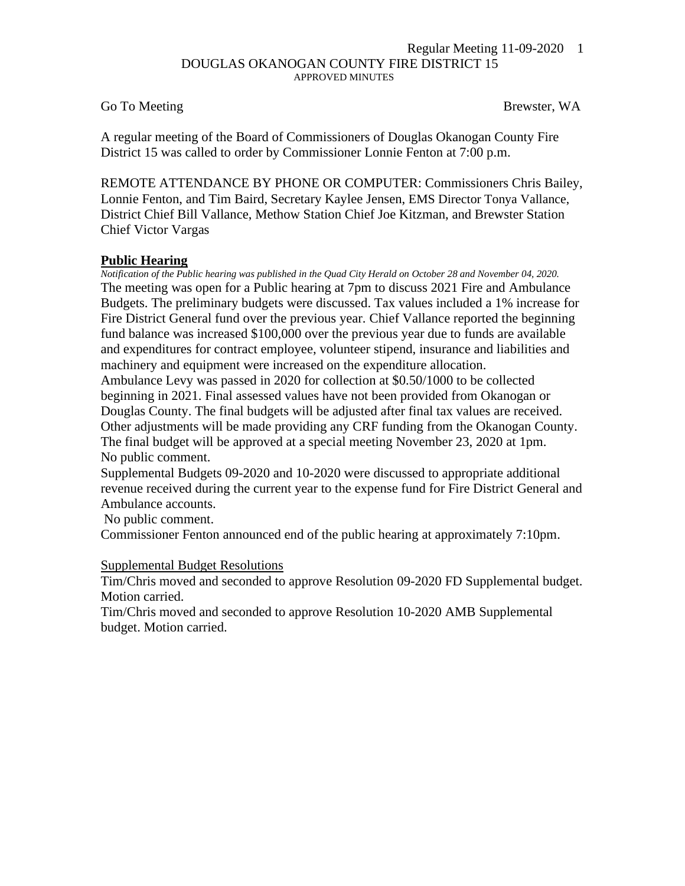DOUGLAS OKANOGAN COUNTY FIRE DISTRICT 15

APPROVED MINUTES

Go To Meeting Brewster, WA

A regular meeting of the Board of Commissioners of Douglas Okanogan County Fire District 15 was called to order by Commissioner Lonnie Fenton at 7:00 p.m.

REMOTE ATTENDANCE BY PHONE OR COMPUTER: Commissioners Chris Bailey, Lonnie Fenton, and Tim Baird, Secretary Kaylee Jensen, EMS Director Tonya Vallance, District Chief Bill Vallance, Methow Station Chief Joe Kitzman, and Brewster Station Chief Victor Vargas

**Public Hearing**

*Notification of the Public hearing was published in the Quad City Herald on October 28 and November 04, 2020.*

The meeting was open for a Public hearing at 7pm to discuss 2021 Fire and Ambulance Budgets. The preliminary budgets were discussed. Tax values included a 1% increase for Fire District General fund over the previous year. Chief Vallance reported the beginning fund balance was increased $100,000 over the previous year due to funds are available and expenditures for contract employee, volunteer stipend, insurance and liabilities and machinery and equipment were increased on the expenditure allocation.

Ambulance Levy was passed in 2020 for collection at $0.50/1000 to be collected beginning in 2021. Final assessed values have not been provided from Okanogan or Douglas County. The final budgets will be adjusted after final tax values are received. Other adjustments will be made providing any CRF funding from the Okanogan County. The final budget will be approved at a special meeting November 23, 2020 at 1pm.

No public comment.

Supplemental Budgets 09-2020 and 10-2020 were discussed to appropriate additional revenue received during the current year to the expense fund for Fire District General and Ambulance accounts.

No public comment.

Commissioner Fenton announced end of the public hearing at approximately 7:10pm.

Supplemental Budget Resolutions

Tim/Chris moved and seconded to approve Resolution 09-2020 FD Supplemental budget. Motion carried.

Tim/Chris moved and seconded to approve Resolution 10-2020 AMB Supplemental budget. Motion carried.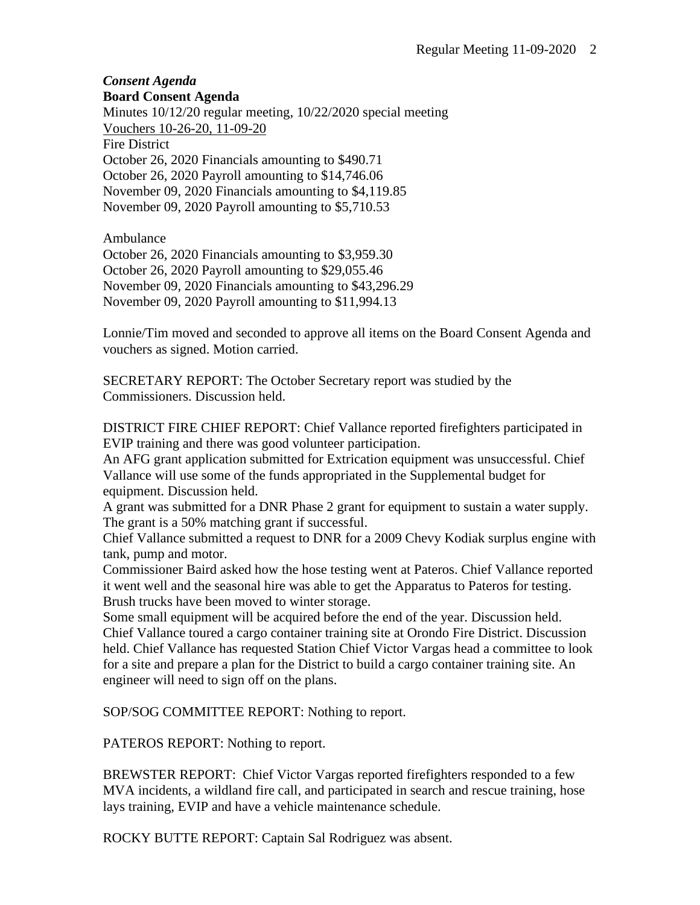***Consent Agenda***

**Board Consent Agenda**

Minutes 10/12/20 regular meeting, 10/22/2020 special meeting
<u>Vouchers 10-26-20, 11-09-20</u>
Fire District
October 26, 2020 Financials amounting to $490.71
October 26, 2020 Payroll amounting to $14,746.06
November 09, 2020 Financials amounting to $4,119.85
November 09, 2020 Payroll amounting to $5,710.53

Ambulance
October 26, 2020 Financials amounting to $3,959.30
October 26, 2020 Payroll amounting to $29,055.46
November 09, 2020 Financials amounting to $43,296.29
November 09, 2020 Payroll amounting to $11,994.13

Lonnie/Tim moved and seconded to approve all items on the Board Consent Agenda and vouchers as signed. Motion carried.

SECRETARY REPORT: The October Secretary report was studied by the Commissioners. Discussion held.

DISTRICT FIRE CHIEF REPORT: Chief Vallance reported firefighters participated in EVIP training and there was good volunteer participation.
An AFG grant application submitted for Extrication equipment was unsuccessful. Chief Vallance will use some of the funds appropriated in the Supplemental budget for equipment. Discussion held.
A grant was submitted for a DNR Phase 2 grant for equipment to sustain a water supply. The grant is a 50% matching grant if successful.
Chief Vallance submitted a request to DNR for a 2009 Chevy Kodiak surplus engine with tank, pump and motor.
Commissioner Baird asked how the hose testing went at Pateros. Chief Vallance reported it went well and the seasonal hire was able to get the Apparatus to Pateros for testing. Brush trucks have been moved to winter storage.
Some small equipment will be acquired before the end of the year. Discussion held.
Chief Vallance toured a cargo container training site at Orondo Fire District. Discussion held. Chief Vallance has requested Station Chief Victor Vargas head a committee to look for a site and prepare a plan for the District to build a cargo container training site. An engineer will need to sign off on the plans.

SOP/SOG COMMITTEE REPORT: Nothing to report.

PATEROS REPORT: Nothing to report.

BREWSTER REPORT: Chief Victor Vargas reported firefighters responded to a few MVA incidents, a wildland fire call, and participated in search and rescue training, hose lays training, EVIP and have a vehicle maintenance schedule.

ROCKY BUTTE REPORT: Captain Sal Rodriguez was absent.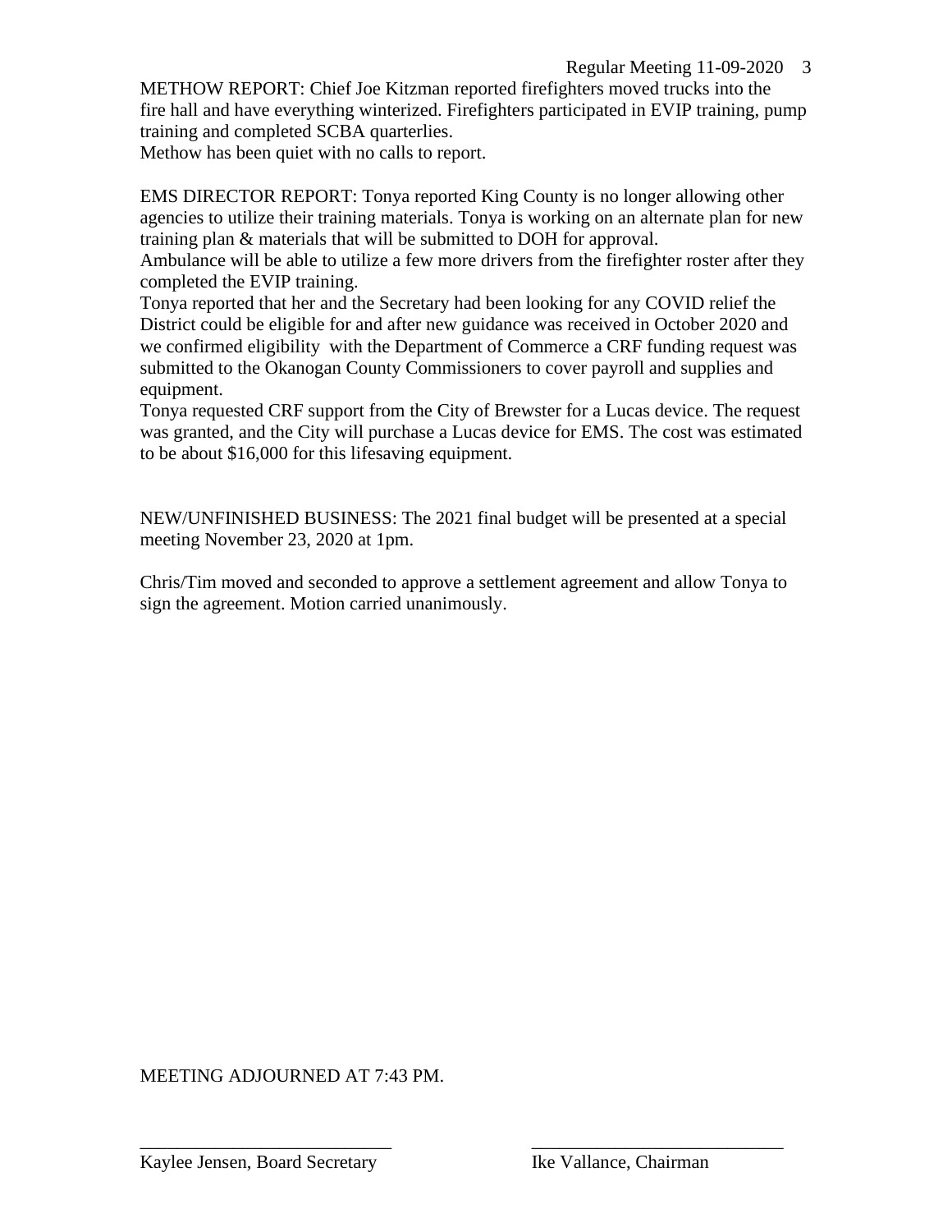METHOW REPORT: Chief Joe Kitzman reported firefighters moved trucks into the fire hall and have everything winterized. Firefighters participated in EVIP training, pump training and completed SCBA quarterlies.
Methow has been quiet with no calls to report.

EMS DIRECTOR REPORT: Tonya reported King County is no longer allowing other agencies to utilize their training materials. Tonya is working on an alternate plan for new training plan & materials that will be submitted to DOH for approval.
Ambulance will be able to utilize a few more drivers from the firefighter roster after they completed the EVIP training.
Tonya reported that her and the Secretary had been looking for any COVID relief the District could be eligible for and after new guidance was received in October 2020 and we confirmed eligibility with the Department of Commerce a CRF funding request was submitted to the Okanogan County Commissioners to cover payroll and supplies and equipment.
Tonya requested CRF support from the City of Brewster for a Lucas device. The request was granted, and the City will purchase a Lucas device for EMS. The cost was estimated to be about $16,000 for this lifesaving equipment.

NEW/UNFINISHED BUSINESS: The 2021 final budget will be presented at a special meeting November 23, 2020 at 1pm.

Chris/Tim moved and seconded to approve a settlement agreement and allow Tonya to sign the agreement. Motion carried unanimously.

MEETING ADJOURNED AT 7:43 PM.

___________________________ ___________________________
Kaylee Jensen, Board Secretary Ike Vallance, Chairman